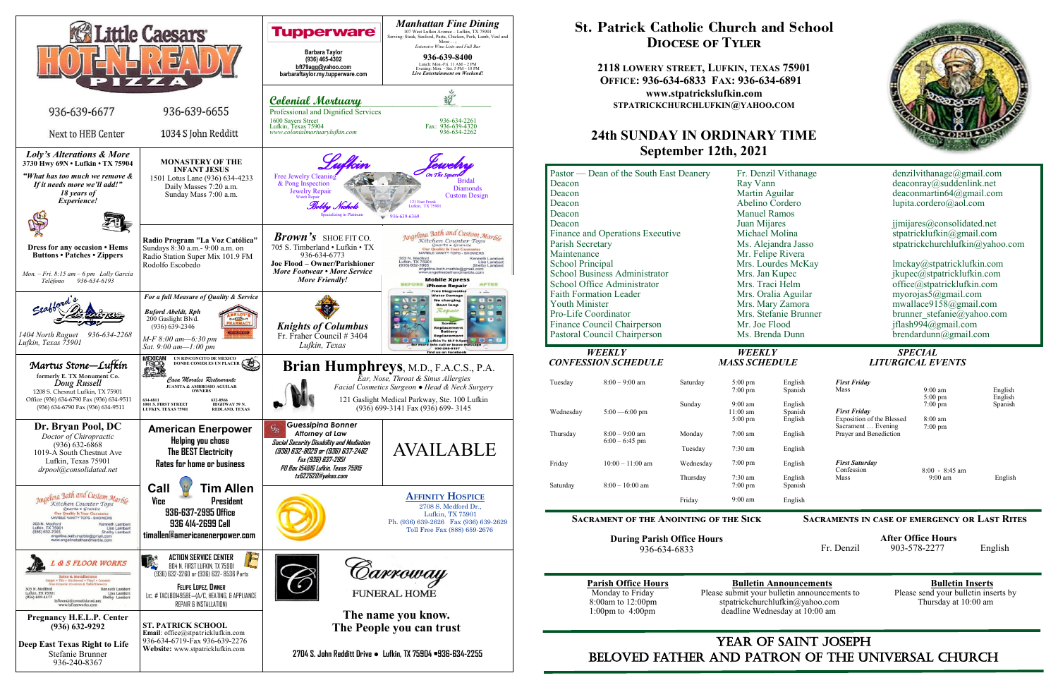# St. Patrick Catholic Church and School

## Diocese of Tyler

**2118 Lowery Street, Lufkin, Texas 75901**
**Office: 936-634-6833 Fax: 936-634-6891**
**www.stpatrickslufkin.com**
**STPATRICKCHURCHLUFKIN@YAHOO.COM**

## 24th SUNDAY IN ORDINARY TIME
## September 12th, 2021

| | | |
|---|---|---|
| Pastor — Dean of the South East Deanery | Fr. Denzil Vithanage | denzilvithanage@gmail.com |
| Deacon | Ray Vann | deaconray@suddenlink.net |
| Deacon | Martin Aguilar | deaconmartin64@gmail.com |
| Deacon | Abelino Cordero | lupita.cordero@aol.com |
| Deacon | Manuel Ramos | |
| Deacon | Juan Mijares | jjmijares@consolidated.net |
| Finance and Operations Executive | Michael Molina | stpatricklufkin@gmail.com |
| Parish Secretary | Ms. Alejandra Jasso | stpatrickchurchlufkin@yahoo.com |
| Maintenance | Mr. Felipe Rivera | |
| School Principal | Mrs. Lourdes McKay | lmckay@stpatricklufkin.com |
| School Business Administrator | Mrs. Jan Kupec | jkupec@stpatricklufkin.com |
| School Office Administrator | Mrs. Traci Helm | office@stpatricklufkin.com |
| Faith Formation Leader | Mrs. Oralia Aguilar | myorojas5@gmail.com |
| Youth Minister | Mrs. Mary Zamora | mwallace9158@gmail.com |
| Pro-Life Coordinator | Mrs. Stefanie Brunner | brunner_stefanie@yahoo.com |
| Finance Council Chairperson | Mr. Joe Flood | jflash994@gmail.com |
| Pastoral Council Chairperson | Ms. Brenda Dunn | brendardunn@gmail.com |

### Weekly Confession Schedule

| | |
|---|---|
| Tuesday | 8:00 – 9:00 am |
| Wednesday | 5:00 —6:00 pm |
| Thursday | 8:00 – 9:00 am<br>6:00 – 6:45 pm |
| Friday | 10:00 – 11:00 am |
| Saturday | 8:00 – 10:00 am |

### Weekly Mass Schedule

| | | |
|---|---|---|
| Saturday | 5:00 pm<br>7:00 pm | English<br>Spanish |
| Sunday | 9:00 am<br>11:00 am<br>5:00 pm | English<br>Spanish<br>English |
| Monday | 7:00 am | English |
| Tuesday | 7:30 am | English |
| Wednesday | 7:00 pm | English |
| Thursday | 7:30 am<br>7:00 pm | English<br>Spanish |
| Friday | 9:00 am | English |

### Special Liturgical Events

| | | |
|---|---|---|
| *First Friday*<br>Mass | 9:00 am<br>5:00 pm<br>7:00 pm | English<br>English<br>Spanish |
| *First Friday*<br>Exposition of the Blessed Sacrament … Evening<br>Prayer and Benediction | 8:00 am<br>7:00 pm | |
| *First Saturday*<br>Confession<br>Mass | 8:00 - 8:45 am<br>9:00 am | English |

**Sacrament of the Anointing of the Sick**

**Sacraments in case of emergency or Last Rites**

**During Parish Office Hours**
936-634-6833

**After Office Hours**
Fr. Denzil 903-578-2277 English

**Parish Office Hours**
Monday to Friday
8:00am to 12:00pm
1:00pm to 4:00pm

**Bulletin Announcements**
Please submit your bulletin announcements to stpatrickchurchlufkin@yahoo.com
deadline Wednesday at 10:00 am

**Bulletin Inserts**
Please send your bulletin inserts by Thursday at 10:00 am

**YEAR OF SAINT JOSEPH**
**BELOVED FATHER AND PATRON OF THE UNIVERSAL CHURCH**

---

**Little Caesars HOT-N-READY PIZZA**
936-639-6677 Next to HEB Center
936-639-6655 1034 S John Redditt

**Tupperware**
Barbara Taylor
(936) 465-4302
bft79agg@yahoo.com
barbaraftaylor.my.tupperware.com

**Manhattan Fine Dining**
107 West Lufkin Avenue – Lufkin, TX 75901
Serving: Steak, Seafood, Pasta, Chicken, Pork, Lamb, Veal and More . . .
Extensive Wine List and Full Bar
936-639-8400
Lunch: Mon.-Fri. 11 AM – 2 PM
Evening: Mon. – Sat. 5 PM – 10 PM
Live Entertainment on Weekend!

**Colonial Mortuary**
Professional and Dignified Services
1600 Sayers Street
Lufkin, Texas 75904
www.colonialmortuarylufkin.com
936-634-2261
Fax: 936-639-4320
936-634-2262

**Loly's Alterations & More**
3730 Hwy 69N • Lufkin • TX 75904
"What has too much we remove & If it needs more we'll add!"
18 years of Experience!
Dress for any occasion • Hems Buttons • Patches • Zippers
Mon. – Fri. 8:15 am – 6 pm Lolly Garcia
Teléfono 936-634-6193

**MONASTERY OF THE INFANT JESUS**
1501 Lotus Lane (936) 634-4233
Daily Masses 7:20 a.m.
Sunday Mass 7:00 a.m.

**Lufkin Jewelry** On The Square
Free Jewelry Cleaning & Prong Inspection
Jewelry Repair
Watch Repair
Bobby Nichols
Specializing in Platinum
Bridal
Diamonds
Custom Design
121 East Frank
Lufkin, TX 75901
936-639-6369

**Radio Program "La Voz Católica"**
Sundays 8:30 a.m.- 9:00 a.m. on Radio Station Super Mix 101.9 FM
Rodolfo Escobedo

**Brown's** SHOE FIT CO.
705 S. Timberland • Lufkin • TX
936-634-6773
Joe Flood – Owner/Parishioner
More Footwear • More Service
More Friendly!

**Angelina Bath and Custom Marble**
Kitchen Counter Tops
Quartz • Granite
Our Quality Is Your Guarantee
MARBLE VANITY TOPS - SHOWERS
303 N. Medford Lufkin, TX 75901
(936) 632-7065
Kenneth Lambert
Lisa Lambert
Shelby Lambert
angelina.bath.marble@gmail.com
www.angelinabathandmarble.com

**Mobile Xpress**
iPhone Repair
Free Diagnostics
Water Damage
No charging
Boot loop
Repair
Screen Replacement
Battery Replacement
Lufkin Tx M-F 9-5pm
for more info call or leave message
936-208-8157
find us on Facebook

**Stafford's Lettering**
1404 North Raguet 936-634-2268
Lufkin, Texas 75901

**For a full Measure of Quality & Service**
Buford Abeldt, Rph
200 Gaslight Blvd.
(936) 639-2346
ABELDT'S GASLIGHT PHARMACY
M-F 8:00 am—6:30 pm
Sat. 9:00 am—1:00 pm

**Knights of Columbus**
Fr. Fraher Council # 3404
Lufkin, Texas

**Martus Stone—Lufkin**
formerly E. TX Monument Co.
Doug Russell
1208 S. Chesnut Lufkin, TX 75901
Office (936) 634-6790 Fax (936) 634-9511
(936) 634-6790 Fax (936) 634-9511

**MEXICAN FOOD** UN RINCONCITO DE MEXICO DONDE COMER ES UN PLACER
Casa Morales Restaurante
JUANITA & AMBROSIO AGUILAR OWNERS
634-6811
1001 S. FIRST STREET
LUFKIN, TEXAS 75901
632-8566
HIGHWAY 59 N.
REDLAND, TEXAS

**Brian Humphreys, M.D., F.A.C.S., P.A.**
Ear, Nose, Throat & Sinus Allergies
Facial Cosmetics Surgeon ● Head & Neck Surgery
121 Gaslight Medical Parkway, Ste. 100 Lufkin
(936) 699-3141 Fax (936) 699- 3145

**Dr. Bryan Pool, DC**
Doctor of Chiropractic
(936) 632-6868
1019-A South Chestnut Ave
Lufkin, Texas 75901
drpool@consolidated.net

**American Enerpower**
Helping you chose
The BEST Electricity
Rates for home or business
Call Tim Allen
Vice President
936-637-2995 Office
936 414-2699 Cell
timallen@americanenerpower.com

**Guessipina Bonner**
Attorney at Law
Social Security Disability and Mediation
(936) 632-8029 or (936) 637-2462
Fax (936) 637-2951
PO Box 154816 Lufkin, Texas 75915
tx62262@yahoo.com

**AVAILABLE**

**Angelina Bath and Custom Marble**
Kitchen Counter Tops
Quartz • Granite
Our Quality Is Your Guarantee
MARBLE VANITY TOPS - SHOWERS
303 N. Medford Lufkin, TX 75901
(936) 632-7065
Kenneth Lambert
Lisa Lambert
Shelby Lambert
angelina.bath.marble@gmail.com
www.angelinabathandmarble.com

**Affinity Hospice**
2708 S. Medford Dr.,
Lufkin, TX 75901
Ph. (936) 639-2626 Fax (936) 639-2629
Toll Free Fax (888) 659-2676

**L & S FLOOR WORKS**
Sales & Installation
303 N. Medford Lufkin, TX 75901
(936) 699-4477
Kenneth Lambert
Lisa Lambert
Shelby Lambert
www.lsfloorworks.com

**ACTION SERVICE CENTER**
804 N. FIRST LUFKIN, TX 75901
(936) 632-3260 or (936) 632- 8536 Parts
Felipe Lopez, Owner
Lic. # TACLB049598E—(A/C, HEATING, & APPLIANCE REPAIR & INSTALLATION)

**Carroway FUNERAL HOME**
The name you know.
The People you can trust
2704 S. John Redditt Drive ● Lufkin, TX 75904 ●936-634-2255

**Pregnancy H.E.L.P. Center**
(936) 632-9292

**Deep East Texas Right to Life**
Stefanie Brunner
936-240-8367

**ST. PATRICK SCHOOL**
Email: office@stpatricklufkin.com
936-634-6719-Fax 936-639-2276
Website: www.stpatrickslufkin.com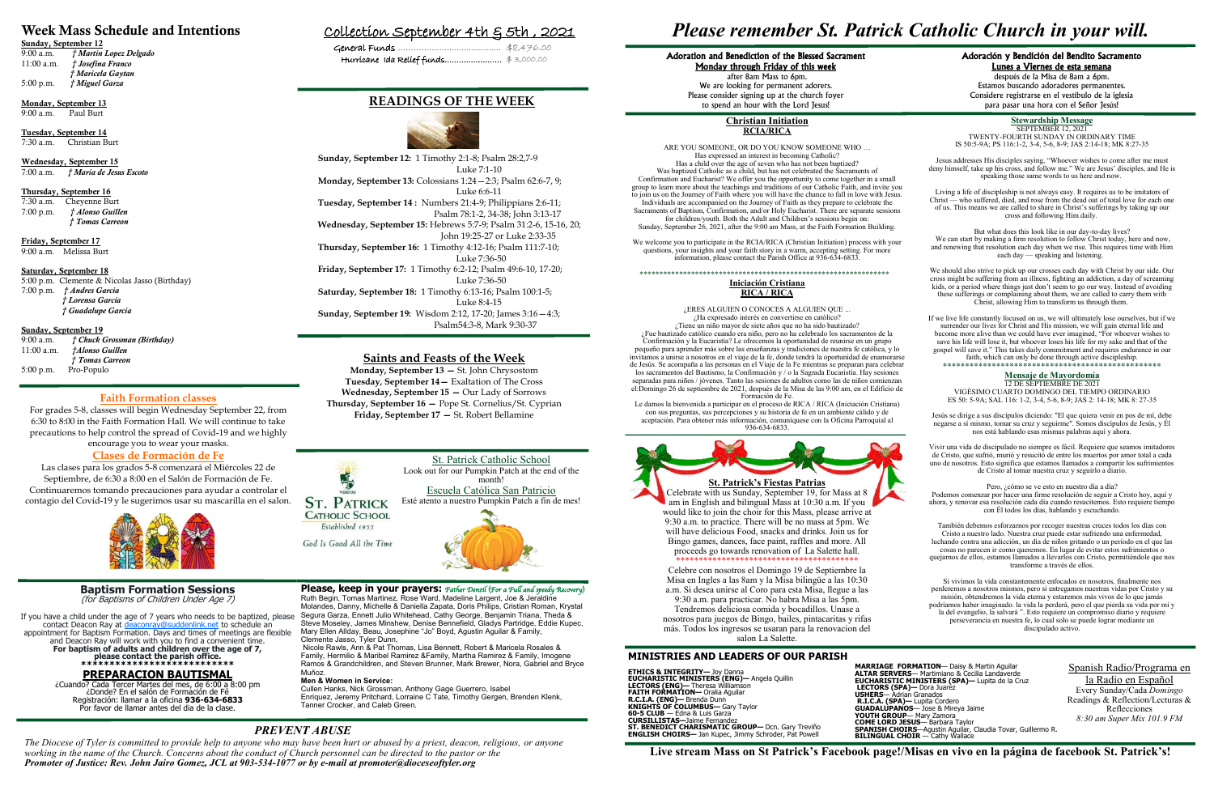# Week Mass Schedule and Intentions

**Sunday, September 12**
9:00 a.m. *† Martin Lopez Delgado*
11:00 a.m. *† Josefina Franco*
*† Maricela Gaytan*
5:00 p.m. *† Miguel Garza*

**Monday, September 13**
9:00 a.m. Paul Burt

**Tuesday, September 14**
7:30 a.m. Christian Burt

**Wednesday, September 15**
7:00 a.m. *† Maria de Jesus Escoto*

**Thursday, September 16**
7:30 a.m. Cheyenne Burt
7:00 p.m. *† Alonso Guillen*
*† Tomas Carreon*

**Friday, September 17**
9:00 a.m. Melissa Burt

**Saturday, September 18**
5:00 p.m. Clemente & Nicolas Jasso (Birthday)
7:00 p.m. *† Andres Garcia*
*† Lorensa Garcia*
*† Guadalupe Garcia*

**Sunday, September 19**
9:00 a.m. *† Chuck Grossman (Birthday)*
11:00 a.m. *†Alonso Guillen*
*† Tomas Carreon*
5:00 p.m. Pro-Populo

## Faith Formation classes

For grades 5-8, classes will begin Wednesday September 22, from 6:30 to 8:00 in the Faith Formation Hall. We will continue to take precautions to help control the spread of Covid-19 and we highly encourage you to wear your masks.

## Clases de Formación de Fe

Las clases para los grados 5-8 comenzará el Miércoles 22 de Septiembre, de 6:30 a 8:00 en el Salón de Formación de Fe. Continuaremos tomando precauciones para ayudar a controlar el contagio del Covid-19 y le sugerimos usar su mascarilla en el salon.

## Baptism Formation Sessions
*(for Baptisms of Children Under Age 7)*

If you have a child under the age of 7 years who needs to be baptized, please contact Deacon Ray at deaconray@suddenlink.net to schedule an appointment for Baptism Formation. Days and times of meetings are flexible and Deacon Ray will work with you to find a convenient time.
**For baptism of adults and children over the age of 7, please contact the parish office.**
**\*\*\*\*\*\*\*\*\*\*\*\*\*\*\*\*\*\*\*\*\*\*\*\*\*\*\***

## PREPARACION BAUTISMAL

¿Cuando? Cada Tercer Martes del mes, de 6:00 a 8:00 pm
¿Donde? En el salón de Formación de Fé
Registración: llamar a la oficina **936-634-6833**
Por favor de llamar antes del dia de la clase.

## Collection September 4th & 5th , 2021

General Funds .......................................... $8,476.00
Hurricane Ida Relief funds....................... $3,000.00

## READINGS OF THE WEEK

**Sunday, September 12:** 1 Timothy 2:1-8; Psalm 28:2,7-9 Luke 7:1-10
**Monday, September 13:** Colossians 1:24—2:3; Psalm 62:6-7, 9; Luke 6:6-11
**Tuesday, September 14 :** Numbers 21:4-9; Philippians 2:6-11; Psalm 78:1-2, 34-38; John 3:13-17
**Wednesday, September 15:** Hebrews 5:7-9; Psalm 31:2-6, 15-16, 20; John 19:25-27 or Luke 2:33-35
**Thursday, September 16:** 1 Timothy 4:12-16; Psalm 111:7-10; Luke 7:36-50
**Friday, September 17:** 1 Timothy 6:2-12; Psalm 49:6-10, 17-20; Luke 7:36-50
**Saturday, September 18:** 1 Timothy 6:13-16; Psalm 100:1-5; Luke 8:4-15
**Sunday, September 19:** Wisdom 2:12, 17-20; James 3:16—4:3; Psalm54:3-8, Mark 9:30-37

## Saints and Feasts of the Week

**Monday, September 13 —** St. John Chrysostom
**Tuesday, September 14—** Exaltation of The Cross
**Wednesday, September 15 —** Our Lady of Sorrows
**Thursday, September 16 —** Pope St. Cornelius/St. Cyprian
**Friday, September 17 —** St. Robert Bellamine

ST. PATRICK CATHOLIC SCHOOL
Established 1955
God Is Good All the Time

St. Patrick Catholic School
Look out for our Pumpkin Patch at the end of the month!
Escuela Católica San Patricio
Esté atento a nuestro Pumpkin Patch a fin de mes!

**Please, keep in your prayers:** *Father Denzil (For a Full and speedy Recovery)*
Ruth Begin, Tomas Martinez, Rose Ward, Madeline Largent, Joe & Jeraldine Molandes, Danny, Michelle & Daniella Zapata, Doris Philips, Cristian Roman, Krystal Segura Garza, Ennett Julio Whitehead, Cathy George, Benjamin Triana, Theda & Steve Moseley, James Minshew, Denise Bennefield, Gladys Partridge, Eddie Kupec, Mary Ellen Allday, Beau, Josephine "Jo" Boyd, Agustin Aguilar & Family, Clemente Jasso, Tyler Dunn,
Nicole Rawls, Ann & Pat Thomas, Lisa Bennett, Robert & Maricela Rosales & Family, Hermilio & Maribel Ramirez &Family, Martha Ramirez & Family, Imogene Ramos & Grandchildren, and Steven Brunner, Mark Brewer, Nora, Gabriel and Bryce Muñoz.
**Men & Women in Service:**
Cullen Hanks, Nick Grossman, Anthony Gage Guerrero, Isabel Enriquez, Jeremy Pritchard, Lorraine C Tate, Timothy Gergen, Brenden Klenk, Tanner Crocker, and Caleb Green.

# *Please remember St. Patrick Catholic Church in your will.*

**Adoration and Benediction of the Blessed Sacrament**
**Monday through Friday of this week**
after 8am Mass to 6pm.
We are looking for permanent adorers.
Please consider signing up at the church foyer to spend an hour with the Lord Jesus!

**Adoración y Bendición del Bendito Sacramento**
**Lunes a Viernes de esta semana**
después de la Misa de 8am a 6pm.
Estamos buscando adoradores permanentes.
Considere registrarse en el vestíbulo de la iglesia para pasar una hora con el Señor Jesús!

## Christian Initiation
## RCIA/RICA

ARE YOU SOMEONE, OR DO YOU KNOW SOMEONE WHO …
Has expressed an interest in becoming Catholic?
Has a child over the age of seven who has not been baptized?
Was baptized Catholic as a child, but has not celebrated the Sacraments of Confirmation and Eucharist? We offer you the opportunity to come together in a small group to learn more about the teachings and traditions of our Catholic Faith, and invite you to join us on the Journey of Faith where you will have the chance to fall in love with Jesus.
Individuals are accompanied on the Journey of Faith as they prepare to celebrate the Sacraments of Baptism, Confirmation, and/or Holy Eucharist. There are separate sessions for children/youth. Both the Adult and Children's sessions begin on:
Sunday, September 26, 2021, after the 9:00 am Mass, at the Faith Formation Building.

We welcome you to participate in the RCIA/RICA (Christian Initiation) process with your questions, your insights and your faith story in a warm, accepting setting. For more information, please contact the Parish Office at 936-634-6833.

\*\*\*\*\*\*\*\*\*\*\*\*\*\*\*\*\*\*\*\*\*\*\*\*\*\*\*\*\*\*\*\*\*\*\*\*\*\*\*\*\*\*\*\*\*\*\*\*\*\*\*\*\*\*\*\*\*\*\*\*\*\*

## Iniciación Cristiana
## RICA / RICA

¿ERES ALGUIEN O CONOCES A ALGUIEN QUE ...
¿Ha expresado interés en convertirse en católico?
¿Tiene un niño mayor de siete años que no ha sido bautizado?
¿Fue bautizado católico cuando era niño, pero no ha celebrado los sacramentos de la Confirmación y la Eucaristía? Le ofrecemos la oportunidad de reunirse en un grupo pequeño para aprender más sobre las enseñanzas y tradiciones de nuestra fe católica, y lo invitamos a unirse a nosotros en el viaje de la fe, donde tendrá la oportunidad de enamorarse de Jesús. Se acompaña a las personas en el Viaje de la Fe mientras se preparan para celebrar los sacramentos del Bautismo, la Confirmación y / o la Sagrada Eucaristía. Hay sesiones separadas para niños / jóvenes. Tanto las sesiones de adultos como las de niños comienzan el:Domingo 26 de septiembre de 2021, después de la Misa de las 9:00 am, en el Edificio de Formación de Fe.
Le damos la bienvenida a participar en el proceso de RICA / RICA (Iniciación Cristiana) con sus preguntas, sus percepciones y su historia de fe en un ambiente cálido y de aceptación. Para obtener más información, comuníquese con la Oficina Parroquial al 936-634-6833.

## St. Patrick's Fiestas Patrias

Celebrate with us Sunday, September 19, for Mass at 8 am in English and bilingual Mass at 10:30 a.m. If you would like to join the choir for this Mass, please arrive at 9:30 a.m. to practice. There will be no mass at 5pm. We will have delicious Food, snacks and drinks. Join us for Bingo games, dances, face paint, raffles and more. All proceeds go towards renovation of La Salette hall.
\*\*\*\*\*\*\*\*\*\*\*\*\*\*\*\*\*\*\*\*\*\*\*\*\*\*\*\*\*\*\*\*\*\*\*\*\*\*\*\*\*
Celebre con nosotros el Domingo 19 de Septiembre la Misa en Ingles a las 8am y la Misa bilingüe a las 10:30 a.m. Si desea unirse al Coro para esta Misa, llegue a las 9:30 a.m. para practicar. No habra Misa a las 5pm. Tendremos deliciosa comida y bocadillos. Unase a nosotros para juegos de Bingo, bailes, pintacaritas y rifas más. Todos los ingresos se usaran para la renovacion del salon La Salette.

## Stewardship Message

SEPTEMBER 12, 2021
TWENTY-FOURTH SUNDAY IN ORDINARY TIME
IS 50:5-9A; PS 116:1-2, 3-4, 5-6, 8-9; JAS 2:14-18; MK 8:27-35

Jesus addresses His disciples saying, "Whoever wishes to come after me must deny himself, take up his cross, and follow me." We are Jesus' disciples, and He is speaking those same words to us here and now.

Living a life of discipleship is not always easy. It requires us to be imitators of Christ — who suffered, died, and rose from the dead out of total love for each one of us. This means we are called to share in Christ's sufferings by taking up our cross and following Him daily.

But what does this look like in our day-to-day lives?
We can start by making a firm resolution to follow Christ today, here and now, and renewing that resolution each day when we rise. This requires time with Him each day — speaking and listening.

We should also strive to pick up our crosses each day with Christ by our side. Our cross might be suffering from an illness, fighting an addiction, a day of screaming kids, or a period where things just don't seem to go our way. Instead of avoiding these sufferings or complaining about them, we are called to carry them with Christ, allowing Him to transform us through them.

If we live life constantly focused on us, we will ultimately lose ourselves, but if we surrender our lives for Christ and His mission, we will gain eternal life and become more alive than we could have ever imagined, "For whoever wishes to save his life will lose it, but whoever loses his life for my sake and that of the gospel will save it." This takes daily commitment and requires endurance in our faith, which can only be done through active discipleship.
\*\*\*\*\*\*\*\*\*\*\*\*\*\*\*\*\*\*\*\*\*\*\*\*\*\*\*\*\*\*\*\*\*\*\*\*\*\*\*\*\*\*\*\*\*\*\*\*\*\*\*

## Mensaje de Mayordomía

12 DE SEPTIEMBRE DE 2021
VIGÉSIMO CUARTO DOMINGO DEL TIEMPO ORDINARIO
ES 50: 5-9A; SAL 116: 1-2, 3-4, 5-6, 8-9; JAS 2: 14-18; MK 8: 27-35

Jesús se dirige a sus discípulos diciendo: "El que quiera venir en pos de mí, debe negarse a sí mismo, tomar su cruz y seguirme". Somos discípulos de Jesús, y Él nos está hablando esas mismas palabras aquí y ahora.

Vivir una vida de discipulado no siempre es fácil. Requiere que seamos imitadores de Cristo, que sufrió, murió y resucitó de entre los muertos por amor total a cada uno de nosotros. Esto significa que estamos llamados a compartir los sufrimientos de Cristo al tomar nuestra cruz y seguirlo a diario.

Pero, ¿cómo se ve esto en nuestro día a día?
Podemos comenzar por hacer una firme resolución de seguir a Cristo hoy, aquí y ahora, y renovar esa resolución cada día cuando resucitemos. Esto requiere tiempo con Él todos los días, hablando y escuchando.

También debemos esforzarnos por recoger nuestras cruces todos los días con Cristo a nuestro lado. Nuestra cruz puede estar sufriendo una enfermedad, luchando contra una adicción, un día de niños gritando o un período en el que las cosas no parecen ir como queremos. En lugar de evitar estos sufrimientos o quejarnos de ellos, estamos llamados a llevarlos con Cristo, permitiéndole que nos transforme a través de ellos.

Si vivimos la vida constantemente enfocados en nosotros, finalmente nos perderemos a nosotros mismos, pero si entregamos nuestras vidas por Cristo y su misión, obtendremos la vida eterna y estaremos más vivos de lo que jamás podríamos haber imaginado. la vida la perderá, pero el que pierda su vida por mí y la del evangelio, la salvará ". Esto requiere un compromiso diario y requiere perseverancia en nuestra fe, lo cual solo se puede lograr mediante un discipulado activo.

## MINISTRIES AND LEADERS OF OUR PARISH

**ETHICS & INTEGRITY—** Joy Danna
**EUCHARISTIC MINISTERS (ENG)—** Angela Quillin
**LECTORS (ENG)—** Theresa Williamson
**FAITH FORMATION—** Oralia Aguilar
**R.C.I.A. (ENG)—** Brenda Dunn
**KNIGHTS OF COLUMBUS—** Gary Taylor
**60-5 CLUB —** Edna & Luis Garza
**CURSILLISTAS—**Jaime Fernandez
**ST. BENEDICT CHARISMATIC GROUP—** Dcn. Gary Treviño
**ENGLISH CHOIRS—** Jan Kupec, Jimmy Schroder, Pat Powell
**MARRIAGE FORMATION—** Daisy & Martin Aguilar
**ALTAR SERVERS—** Martimiano & Cecilia Landaverde
**EUCHARISTIC MINISTERS (SPA)—** Lupita de la Cruz
**LECTORS (SPA)—** Dora Juarez
**USHERS—** Adrian Granados
**R.I.C.A. (SPA)—** Lupita Cordero
**GUADALUPANOS—** Jose & Mireya Jaime
**YOUTH GROUP—** Mary Zamora
**COME LORD JESUS—** Barbara Taylor
**SPANISH CHOIRS—**Agustin Aguilar, Claudia Tovar, Guillermo R.
**BILINGUAL CHOIR —** Cathy Wallace

Spanish Radio/Programa en la Radio en Español
Every Sunday/Cada *Domingo*
Readings & Reflection/Lecturas & Reflecciones
*8:30 am Super Mix 101.9 FM*

## *PREVENT ABUSE*

*The Diocese of Tyler is committed to provide help to anyone who may have been hurt or abused by a priest, deacon, religious, or anyone working in the name of the Church. Concerns about the conduct of Church personnel can be directed to the pastor or the* ***Promoter of Justice: Rev. John Jairo Gomez, JCL at 903-534-1077 or by e-mail at promoter@dioceseoftyler.org***

**Live stream Mass on St Patrick's Facebook page!/Misas en vivo en la página de facebook St. Patrick's!**